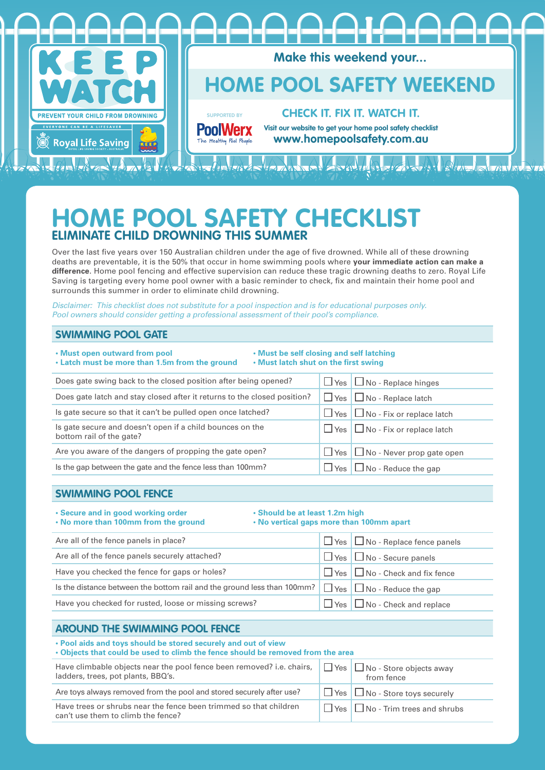KEEP WATCH

PREVENT YOUR CHILD FROM DROWNING

EVERYONE CAN BE A LIFESAVER

Royal Life Saving

Make this weekend your...

# HOME POOL SAFETY WEEKEND

SUPPORTED BY PoolWerx The Healthy Pool People

**CHECK IT. FIX IT. WATCH IT.**

Visit our website to get your home pool safety checklist
**www.homepoolsafety.com.au**

# HOME POOL SAFETY CHECKLIST

## ELIMINATE CHILD DROWNING THIS SUMMER

Over the last five years over 150 Australian children under the age of five drowned. While all of these drowning deaths are preventable, it is the 50% that occur in home swimming pools where **your immediate action can make a difference**. Home pool fencing and effective supervision can reduce these tragic drowning deaths to zero. Royal Life Saving is targeting every home pool owner with a basic reminder to check, fix and maintain their home pool and surrounds this summer in order to eliminate child drowning.

*Disclaimer: This checklist does not substitute for a pool inspection and is for educational purposes only. Pool owners should consider getting a professional assessment of their pool's compliance.*

### SWIMMING POOL GATE

- **Must open outward from pool**
- **Latch must be more than 1.5m from the ground**
- **Must be self closing and self latching**
- **Must latch shut on the first swing**

| Question | Yes | No |
|---|---|---|
| Does gate swing back to the closed position after being opened? | ☐ Yes | ☐ No - Replace hinges |
| Does gate latch and stay closed after it returns to the closed position? | ☐ Yes | ☐ No - Replace latch |
| Is gate secure so that it can't be pulled open once latched? | ☐ Yes | ☐ No - Fix or replace latch |
| Is gate secure and doesn't open if a child bounces on the bottom rail of the gate? | ☐ Yes | ☐ No - Fix or replace latch |
| Are you aware of the dangers of propping the gate open? | ☐ Yes | ☐ No - Never prop gate open |
| Is the gap between the gate and the fence less than 100mm? | ☐ Yes | ☐ No - Reduce the gap |

### SWIMMING POOL FENCE

- **Secure and in good working order**
- **No more than 100mm from the ground**
- **Should be at least 1.2m high**
- **No vertical gaps more than 100mm apart**

| Question | Yes | No |
|---|---|---|
| Are all of the fence panels in place? | ☐ Yes | ☐ No - Replace fence panels |
| Are all of the fence panels securely attached? | ☐ Yes | ☐ No - Secure panels |
| Have you checked the fence for gaps or holes? | ☐ Yes | ☐ No - Check and fix fence |
| Is the distance between the bottom rail and the ground less than 100mm? | ☐ Yes | ☐ No - Reduce the gap |
| Have you checked for rusted, loose or missing screws? | ☐ Yes | ☐ No - Check and replace |

### AROUND THE SWIMMING POOL FENCE

- **Pool aids and toys should be stored securely and out of view**
- **Objects that could be used to climb the fence should be removed from the area**

| Question | Yes | No |
|---|---|---|
| Have climbable objects near the pool fence been removed? i.e. chairs, ladders, trees, pot plants, BBQ's. | ☐ Yes | ☐ No - Store objects away from fence |
| Are toys always removed from the pool and stored securely after use? | ☐ Yes | ☐ No - Store toys securely |
| Have trees or shrubs near the fence been trimmed so that children can't use them to climb the fence? | ☐ Yes | ☐ No - Trim trees and shrubs |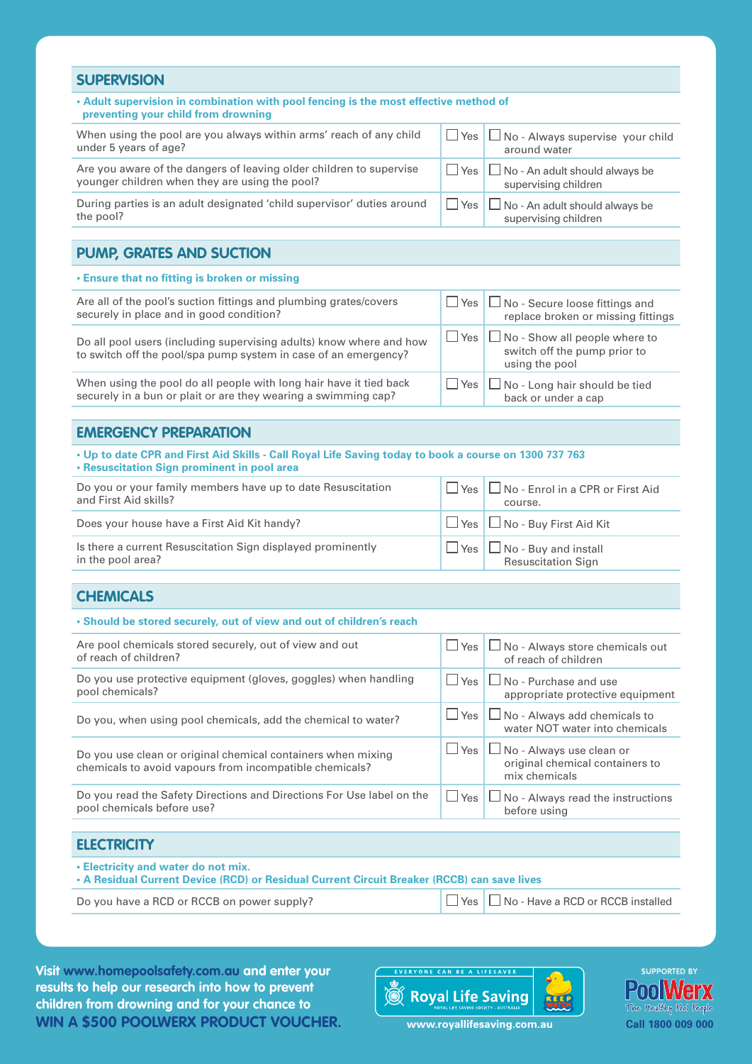## SUPERVISION

**• Adult supervision in combination with pool fencing is the most effective method of preventing your child from drowning**

| | | |
|---|---|---|
| When using the pool are you always within arms' reach of any child under 5 years of age? | ☐ Yes | ☐ No - Always supervise your child around water |
| Are you aware of the dangers of leaving older children to supervise younger children when they are using the pool? | ☐ Yes | ☐ No - An adult should always be supervising children |
| During parties is an adult designated 'child supervisor' duties around the pool? | ☐ Yes | ☐ No - An adult should always be supervising children |

## PUMP, GRATES AND SUCTION

**• Ensure that no fitting is broken or missing**

| | | |
|---|---|---|
| Are all of the pool's suction fittings and plumbing grates/covers securely in place and in good condition? | ☐ Yes | ☐ No - Secure loose fittings and replace broken or missing fittings |
| Do all pool users (including supervising adults) know where and how to switch off the pool/spa pump system in case of an emergency? | ☐ Yes | ☐ No - Show all people where to switch off the pump prior to using the pool |
| When using the pool do all people with long hair have it tied back securely in a bun or plait or are they wearing a swimming cap? | ☐ Yes | ☐ No - Long hair should be tied back or under a cap |

## EMERGENCY PREPARATION

**• Up to date CPR and First Aid Skills - Call Royal Life Saving today to book a course on 1300 737 763**
**• Resuscitation Sign prominent in pool area**

| | | |
|---|---|---|
| Do you or your family members have up to date Resuscitation and First Aid skills? | ☐ Yes | ☐ No - Enrol in a CPR or First Aid course. |
| Does your house have a First Aid Kit handy? | ☐ Yes | ☐ No - Buy First Aid Kit |
| Is there a current Resuscitation Sign displayed prominently in the pool area? | ☐ Yes | ☐ No - Buy and install Resuscitation Sign |

## CHEMICALS

**• Should be stored securely, out of view and out of children's reach**

| | | |
|---|---|---|
| Are pool chemicals stored securely, out of view and out of reach of children? | ☐ Yes | ☐ No - Always store chemicals out of reach of children |
| Do you use protective equipment (gloves, goggles) when handling pool chemicals? | ☐ Yes | ☐ No - Purchase and use appropriate protective equipment |
| Do you, when using pool chemicals, add the chemical to water? | ☐ Yes | ☐ No - Always add chemicals to water NOT water into chemicals |
| Do you use clean or original chemical containers when mixing chemicals to avoid vapours from incompatible chemicals? | ☐ Yes | ☐ No - Always use clean or original chemical containers to mix chemicals |
| Do you read the Safety Directions and Directions For Use label on the pool chemicals before use? | ☐ Yes | ☐ No - Always read the instructions before using |

## ELECTRICITY

**• Electricity and water do not mix.**
**• A Residual Current Device (RCD) or Residual Current Circuit Breaker (RCCB) can save lives**

| | | |
|---|---|---|
| Do you have a RCD or RCCB on power supply? | ☐ Yes | ☐ No - Have a RCD or RCCB installed |

**Visit www.homepoolsafety.com.au and enter your results to help our research into how to prevent children from drowning and for your chance to WIN A $500 POOLWERX PRODUCT VOUCHER.**

EVERYONE CAN BE A LIFESAVER
Royal Life Saving
ROYAL LIFE SAVING SOCIETY - AUSTRALIA
KEEP WATCH
www.royallifesaving.com.au

SUPPORTED BY
PoolWerx
The Healthy Pool People
Call 1800 009 000